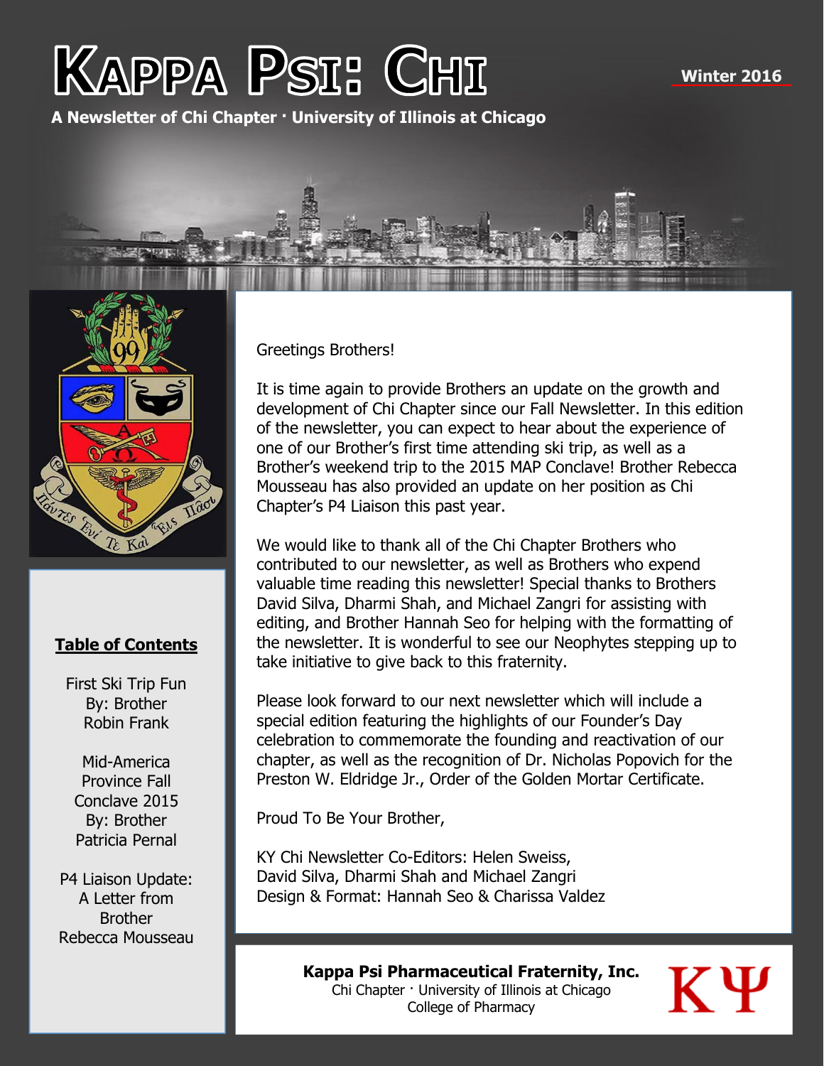# Kappa Psi: Chi

**Winter 2016**

**A Newsletter of Chi Chapter · University of Illinois at Chicago**

**Table of Contents**

First Ski Trip Fun
By: Brother Robin Frank

Mid-America Province Fall Conclave 2015
By: Brother Patricia Pernal

P4 Liaison Update: A Letter from Brother Rebecca Mousseau

Greetings Brothers!

It is time again to provide Brothers an update on the growth and development of Chi Chapter since our Fall Newsletter. In this edition of the newsletter, you can expect to hear about the experience of one of our Brother's first time attending ski trip, as well as a Brother's weekend trip to the 2015 MAP Conclave! Brother Rebecca Mousseau has also provided an update on her position as Chi Chapter's P4 Liaison this past year.

We would like to thank all of the Chi Chapter Brothers who contributed to our newsletter, as well as Brothers who expend valuable time reading this newsletter! Special thanks to Brothers David Silva, Dharmi Shah, and Michael Zangri for assisting with editing, and Brother Hannah Seo for helping with the formatting of the newsletter. It is wonderful to see our Neophytes stepping up to take initiative to give back to this fraternity.

Please look forward to our next newsletter which will include a special edition featuring the highlights of our Founder's Day celebration to commemorate the founding and reactivation of our chapter, as well as the recognition of Dr. Nicholas Popovich for the Preston W. Eldridge Jr., Order of the Golden Mortar Certificate.

Proud To Be Your Brother,

KY Chi Newsletter Co-Editors: Helen Sweiss, David Silva, Dharmi Shah and Michael Zangri
Design & Format: Hannah Seo & Charissa Valdez

**Kappa Psi Pharmaceutical Fraternity, Inc.**
Chi Chapter · University of Illinois at Chicago
College of Pharmacy

ΚΨ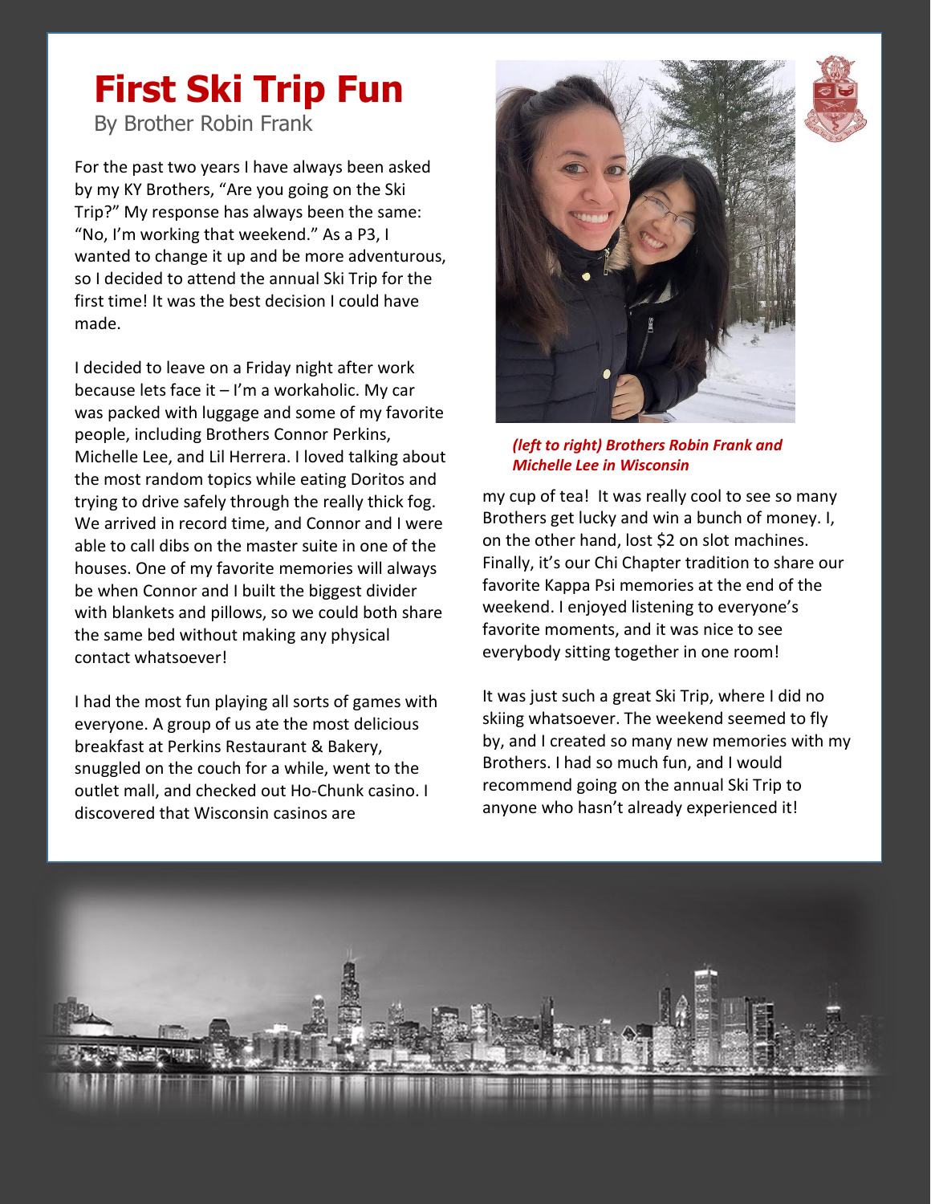# First Ski Trip Fun

By Brother Robin Frank

For the past two years I have always been asked by my KY Brothers, "Are you going on the Ski Trip?" My response has always been the same: "No, I'm working that weekend." As a P3, I wanted to change it up and be more adventurous, so I decided to attend the annual Ski Trip for the first time! It was the best decision I could have made.

I decided to leave on a Friday night after work because lets face it – I'm a workaholic. My car was packed with luggage and some of my favorite people, including Brothers Connor Perkins, Michelle Lee, and Lil Herrera. I loved talking about the most random topics while eating Doritos and trying to drive safely through the really thick fog. We arrived in record time, and Connor and I were able to call dibs on the master suite in one of the houses. One of my favorite memories will always be when Connor and I built the biggest divider with blankets and pillows, so we could both share the same bed without making any physical contact whatsoever!

I had the most fun playing all sorts of games with everyone. A group of us ate the most delicious breakfast at Perkins Restaurant & Bakery, snuggled on the couch for a while, went to the outlet mall, and checked out Ho-Chunk casino. I discovered that Wisconsin casinos are my cup of tea! It was really cool to see so many Brothers get lucky and win a bunch of money. I, on the other hand, lost $2 on slot machines. Finally, it's our Chi Chapter tradition to share our favorite Kappa Psi memories at the end of the weekend. I enjoyed listening to everyone's favorite moments, and it was nice to see everybody sitting together in one room!

*(left to right) Brothers Robin Frank and Michelle Lee in Wisconsin*

It was just such a great Ski Trip, where I did no skiing whatsoever. The weekend seemed to fly by, and I created so many new memories with my Brothers. I had so much fun, and I would recommend going on the annual Ski Trip to anyone who hasn't already experienced it!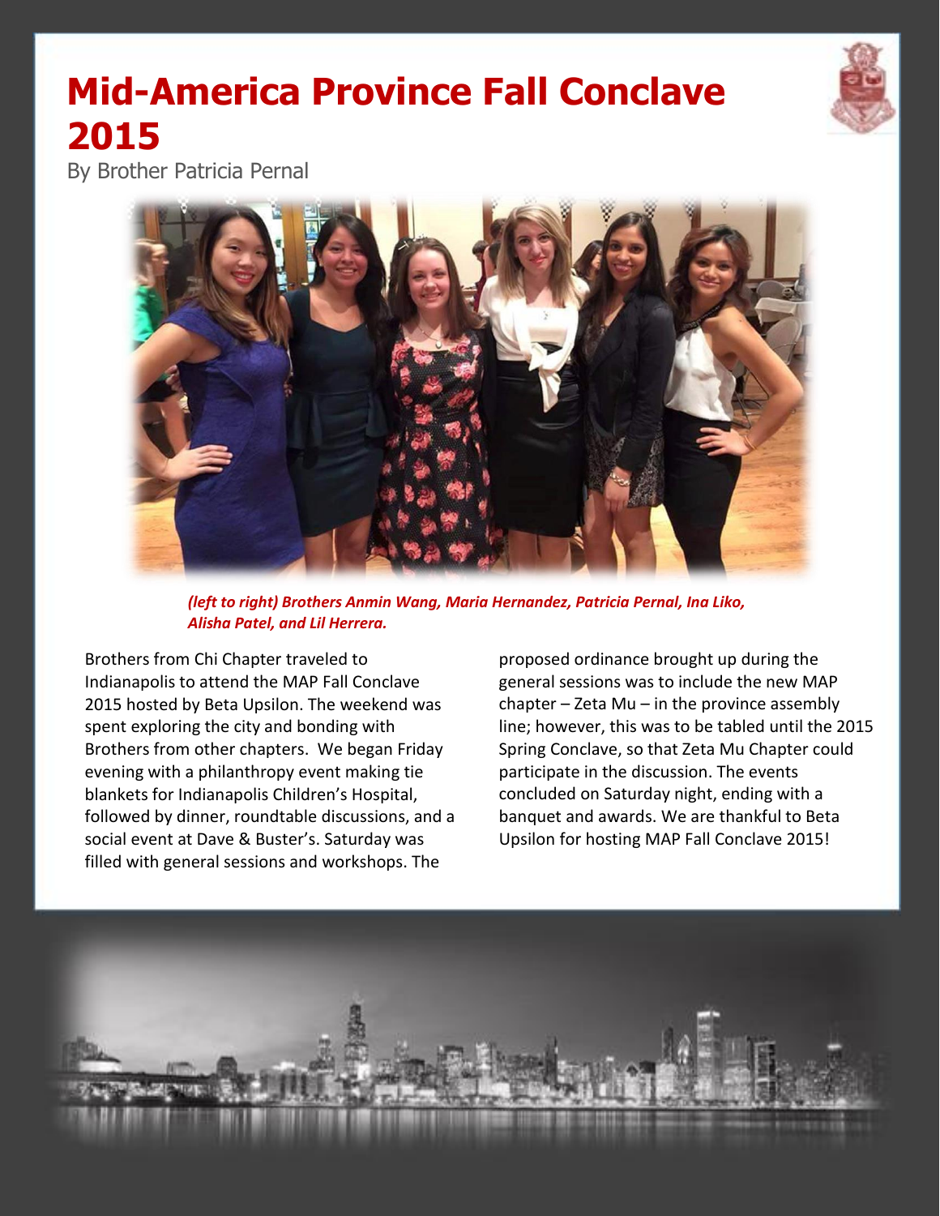# Mid-America Province Fall Conclave 2015

By Brother Patricia Pernal

*(left to right) Brothers Anmin Wang, Maria Hernandez, Patricia Pernal, Ina Liko, Alisha Patel, and Lil Herrera.*

Brothers from Chi Chapter traveled to Indianapolis to attend the MAP Fall Conclave 2015 hosted by Beta Upsilon. The weekend was spent exploring the city and bonding with Brothers from other chapters. We began Friday evening with a philanthropy event making tie blankets for Indianapolis Children's Hospital, followed by dinner, roundtable discussions, and a social event at Dave & Buster's. Saturday was filled with general sessions and workshops. The proposed ordinance brought up during the general sessions was to include the new MAP chapter – Zeta Mu – in the province assembly line; however, this was to be tabled until the 2015 Spring Conclave, so that Zeta Mu Chapter could participate in the discussion. The events concluded on Saturday night, ending with a banquet and awards. We are thankful to Beta Upsilon for hosting MAP Fall Conclave 2015!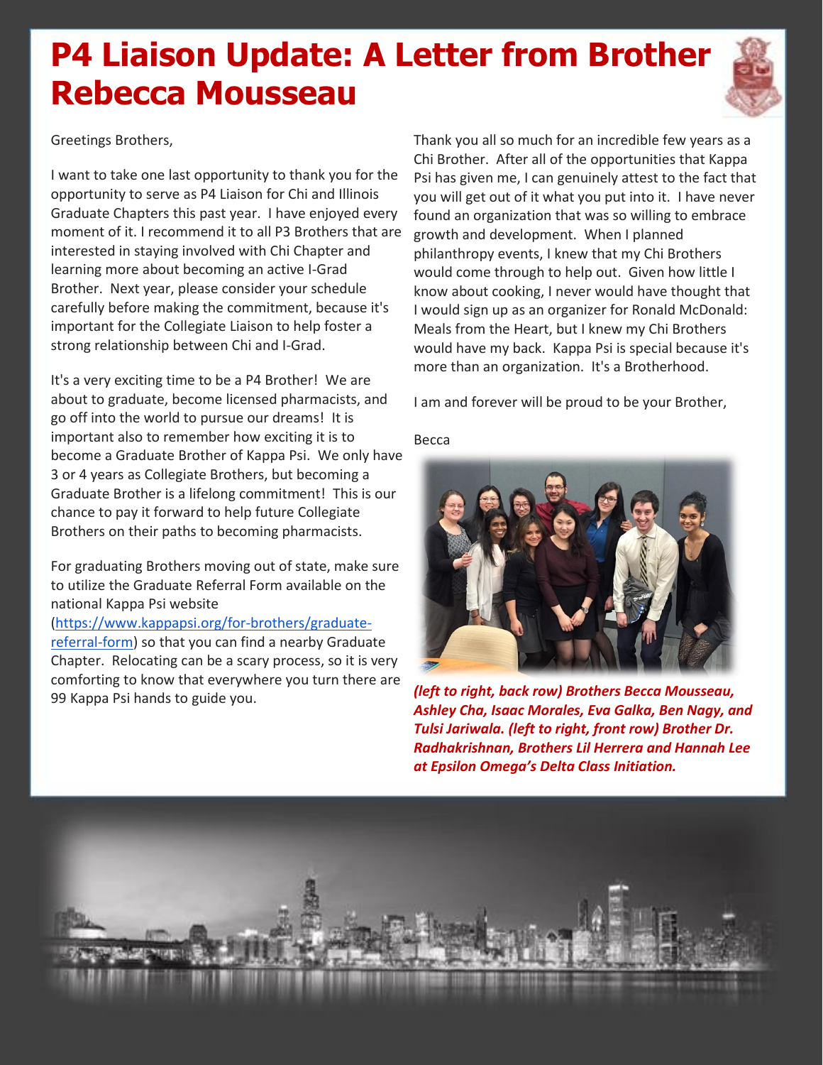# P4 Liaison Update: A Letter from Brother Rebecca Mousseau

Greetings Brothers,

I want to take one last opportunity to thank you for the opportunity to serve as P4 Liaison for Chi and Illinois Graduate Chapters this past year. I have enjoyed every moment of it. I recommend it to all P3 Brothers that are interested in staying involved with Chi Chapter and learning more about becoming an active I-Grad Brother. Next year, please consider your schedule carefully before making the commitment, because it's important for the Collegiate Liaison to help foster a strong relationship between Chi and I-Grad.

It's a very exciting time to be a P4 Brother! We are about to graduate, become licensed pharmacists, and go off into the world to pursue our dreams! It is important also to remember how exciting it is to become a Graduate Brother of Kappa Psi. We only have 3 or 4 years as Collegiate Brothers, but becoming a Graduate Brother is a lifelong commitment! This is our chance to pay it forward to help future Collegiate Brothers on their paths to becoming pharmacists.

For graduating Brothers moving out of state, make sure to utilize the Graduate Referral Form available on the national Kappa Psi website (https://www.kappapsi.org/for-brothers/graduate-referral-form) so that you can find a nearby Graduate Chapter. Relocating can be a scary process, so it is very comforting to know that everywhere you turn there are 99 Kappa Psi hands to guide you.

Thank you all so much for an incredible few years as a Chi Brother. After all of the opportunities that Kappa Psi has given me, I can genuinely attest to the fact that you will get out of it what you put into it. I have never found an organization that was so willing to embrace growth and development. When I planned philanthropy events, I knew that my Chi Brothers would come through to help out. Given how little I know about cooking, I never would have thought that I would sign up as an organizer for Ronald McDonald: Meals from the Heart, but I knew my Chi Brothers would have my back. Kappa Psi is special because it's more than an organization. It's a Brotherhood.

I am and forever will be proud to be your Brother,

Becca

***(left to right, back row) Brothers Becca Mousseau, Ashley Cha, Isaac Morales, Eva Galka, Ben Nagy, and Tulsi Jariwala. (left to right, front row) Brother Dr. Radhakrishnan, Brothers Lil Herrera and Hannah Lee at Epsilon Omega's Delta Class Initiation.***